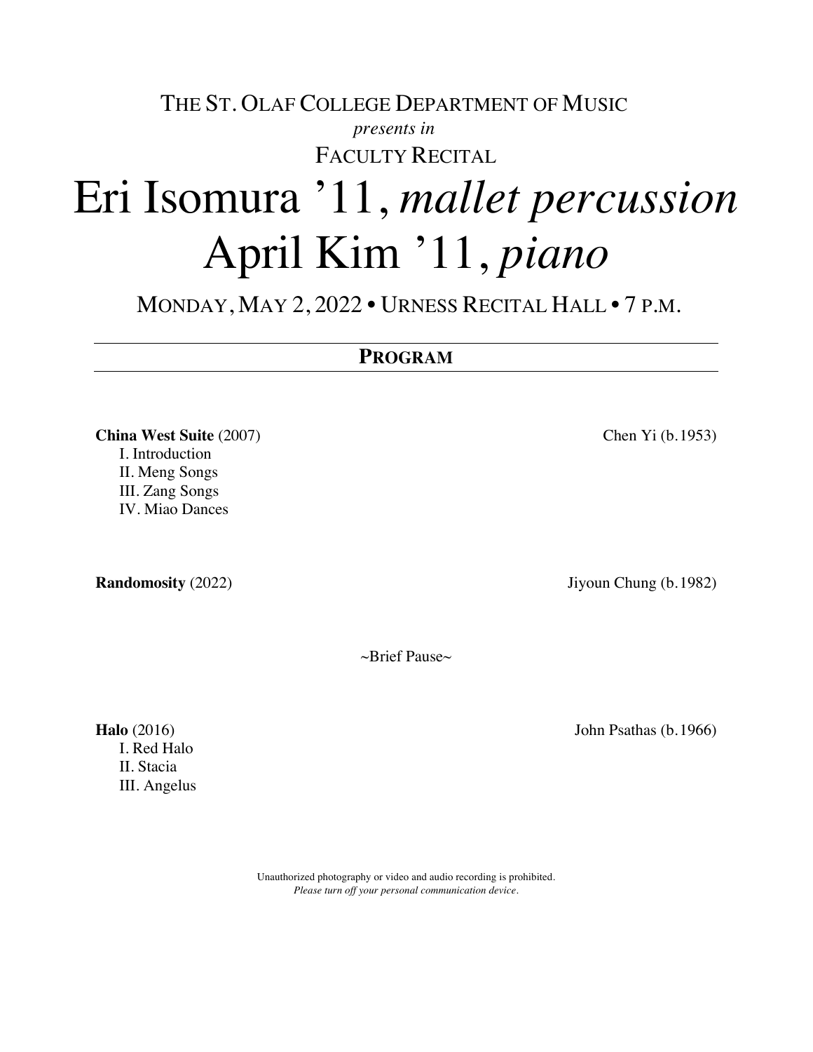THE ST. OLAF COLLEGE DEPARTMENT OF MUSIC

*presents in*

FACULTY RECITAL

# Eri Isomura ’11, *mallet percussion*
# April Kim ’11, *piano*

MONDAY, MAY 2, 2022 • URNESS RECITAL HALL • 7 P.M.

## PROGRAM

**China West Suite** (2007) — Chen Yi (b. 1953)

- I. Introduction
- II. Meng Songs
- III. Zang Songs
- IV. Miao Dances

**Randomosity** (2022) — Jiyoun Chung (b. 1982)

~Brief Pause~

**Halo** (2016) — John Psathas (b. 1966)

- I. Red Halo
- II. Stacia
- III. Angelus

Unauthorized photography or video and audio recording is prohibited.

*Please turn off your personal communication device.*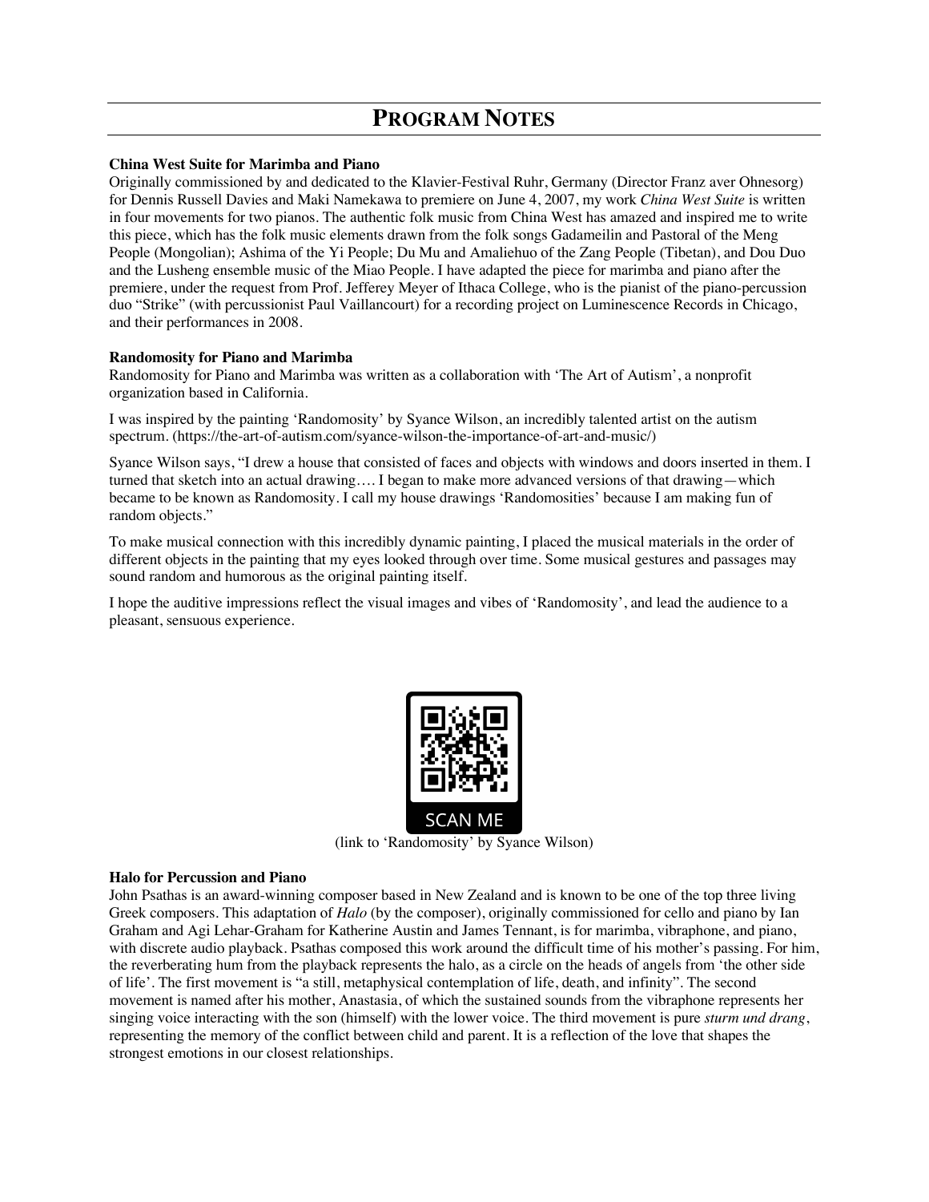# PROGRAM NOTES

**China West Suite for Marimba and Piano**

Originally commissioned by and dedicated to the Klavier-Festival Ruhr, Germany (Director Franz aver Ohnesorg) for Dennis Russell Davies and Maki Namekawa to premiere on June 4, 2007, my work *China West Suite* is written in four movements for two pianos. The authentic folk music from China West has amazed and inspired me to write this piece, which has the folk music elements drawn from the folk songs Gadameilin and Pastoral of the Meng People (Mongolian); Ashima of the Yi People; Du Mu and Amaliehuo of the Zang People (Tibetan), and Dou Duo and the Lusheng ensemble music of the Miao People. I have adapted the piece for marimba and piano after the premiere, under the request from Prof. Jefferey Meyer of Ithaca College, who is the pianist of the piano-percussion duo "Strike" (with percussionist Paul Vaillancourt) for a recording project on Luminescence Records in Chicago, and their performances in 2008.

**Randomosity for Piano and Marimba**

Randomosity for Piano and Marimba was written as a collaboration with 'The Art of Autism', a nonprofit organization based in California.

I was inspired by the painting 'Randomosity' by Syance Wilson, an incredibly talented artist on the autism spectrum. (https://the-art-of-autism.com/syance-wilson-the-importance-of-art-and-music/)

Syance Wilson says, "I drew a house that consisted of faces and objects with windows and doors inserted in them. I turned that sketch into an actual drawing…. I began to make more advanced versions of that drawing—which became to be known as Randomosity. I call my house drawings 'Randomosities' because I am making fun of random objects."

To make musical connection with this incredibly dynamic painting, I placed the musical materials in the order of different objects in the painting that my eyes looked through over time. Some musical gestures and passages may sound random and humorous as the original painting itself.

I hope the auditive impressions reflect the visual images and vibes of 'Randomosity', and lead the audience to a pleasant, sensuous experience.

SCAN ME

(link to 'Randomosity' by Syance Wilson)

**Halo for Percussion and Piano**

John Psathas is an award-winning composer based in New Zealand and is known to be one of the top three living Greek composers. This adaptation of *Halo* (by the composer), originally commissioned for cello and piano by Ian Graham and Agi Lehar-Graham for Katherine Austin and James Tennant, is for marimba, vibraphone, and piano, with discrete audio playback. Psathas composed this work around the difficult time of his mother's passing. For him, the reverberating hum from the playback represents the halo, as a circle on the heads of angels from 'the other side of life'. The first movement is "a still, metaphysical contemplation of life, death, and infinity". The second movement is named after his mother, Anastasia, of which the sustained sounds from the vibraphone represents her singing voice interacting with the son (himself) with the lower voice. The third movement is pure *sturm und drang*, representing the memory of the conflict between child and parent. It is a reflection of the love that shapes the strongest emotions in our closest relationships.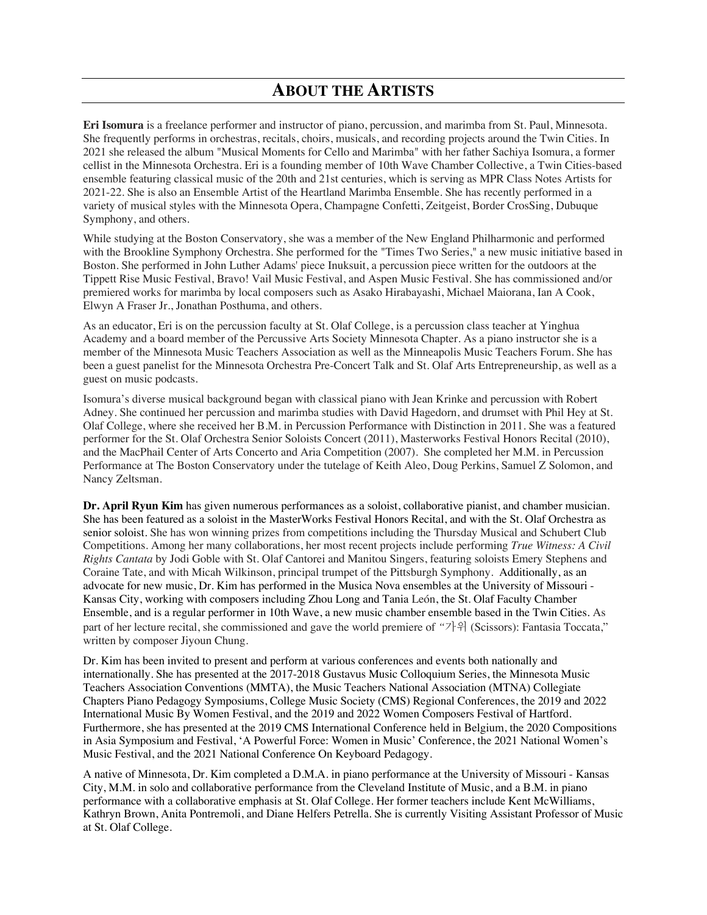# About the Artists

**Eri Isomura** is a freelance performer and instructor of piano, percussion, and marimba from St. Paul, Minnesota. She frequently performs in orchestras, recitals, choirs, musicals, and recording projects around the Twin Cities. In 2021 she released the album "Musical Moments for Cello and Marimba" with her father Sachiya Isomura, a former cellist in the Minnesota Orchestra. Eri is a founding member of 10th Wave Chamber Collective, a Twin Cities-based ensemble featuring classical music of the 20th and 21st centuries, which is serving as MPR Class Notes Artists for 2021-22. She is also an Ensemble Artist of the Heartland Marimba Ensemble. She has recently performed in a variety of musical styles with the Minnesota Opera, Champagne Confetti, Zeitgeist, Border CrosSing, Dubuque Symphony, and others.

While studying at the Boston Conservatory, she was a member of the New England Philharmonic and performed with the Brookline Symphony Orchestra. She performed for the "Times Two Series," a new music initiative based in Boston. She performed in John Luther Adams' piece Inuksuit, a percussion piece written for the outdoors at the Tippett Rise Music Festival, Bravo! Vail Music Festival, and Aspen Music Festival. She has commissioned and/or premiered works for marimba by local composers such as Asako Hirabayashi, Michael Maiorana, Ian A Cook, Elwyn A Fraser Jr., Jonathan Posthuma, and others.

As an educator, Eri is on the percussion faculty at St. Olaf College, is a percussion class teacher at Yinghua Academy and a board member of the Percussive Arts Society Minnesota Chapter. As a piano instructor she is a member of the Minnesota Music Teachers Association as well as the Minneapolis Music Teachers Forum. She has been a guest panelist for the Minnesota Orchestra Pre-Concert Talk and St. Olaf Arts Entrepreneurship, as well as a guest on music podcasts.

Isomura's diverse musical background began with classical piano with Jean Krinke and percussion with Robert Adney. She continued her percussion and marimba studies with David Hagedorn, and drumset with Phil Hey at St. Olaf College, where she received her B.M. in Percussion Performance with Distinction in 2011. She was a featured performer for the St. Olaf Orchestra Senior Soloists Concert (2011), Masterworks Festival Honors Recital (2010), and the MacPhail Center of Arts Concerto and Aria Competition (2007). She completed her M.M. in Percussion Performance at The Boston Conservatory under the tutelage of Keith Aleo, Doug Perkins, Samuel Z Solomon, and Nancy Zeltsman.

**Dr. April Ryun Kim** has given numerous performances as a soloist, collaborative pianist, and chamber musician. She has been featured as a soloist in the MasterWorks Festival Honors Recital, and with the St. Olaf Orchestra as senior soloist. She has won winning prizes from competitions including the Thursday Musical and Schubert Club Competitions. Among her many collaborations, her most recent projects include performing *True Witness: A Civil Rights Cantata* by Jodi Goble with St. Olaf Cantorei and Manitou Singers, featuring soloists Emery Stephens and Coraine Tate, and with Micah Wilkinson, principal trumpet of the Pittsburgh Symphony. Additionally, as an advocate for new music, Dr. Kim has performed in the Musica Nova ensembles at the University of Missouri - Kansas City, working with composers including Zhou Long and Tania León, the St. Olaf Faculty Chamber Ensemble, and is a regular performer in 10th Wave, a new music chamber ensemble based in the Twin Cities. As part of her lecture recital, she commissioned and gave the world premiere of "가위 (Scissors): Fantasia Toccata," written by composer Jiyoun Chung.

Dr. Kim has been invited to present and perform at various conferences and events both nationally and internationally. She has presented at the 2017-2018 Gustavus Music Colloquium Series, the Minnesota Music Teachers Association Conventions (MMTA), the Music Teachers National Association (MTNA) Collegiate Chapters Piano Pedagogy Symposiums, College Music Society (CMS) Regional Conferences, the 2019 and 2022 International Music By Women Festival, and the 2019 and 2022 Women Composers Festival of Hartford. Furthermore, she has presented at the 2019 CMS International Conference held in Belgium, the 2020 Compositions in Asia Symposium and Festival, 'A Powerful Force: Women in Music' Conference, the 2021 National Women's Music Festival, and the 2021 National Conference On Keyboard Pedagogy.

A native of Minnesota, Dr. Kim completed a D.M.A. in piano performance at the University of Missouri - Kansas City, M.M. in solo and collaborative performance from the Cleveland Institute of Music, and a B.M. in piano performance with a collaborative emphasis at St. Olaf College. Her former teachers include Kent McWilliams, Kathryn Brown, Anita Pontremoli, and Diane Helfers Petrella. She is currently Visiting Assistant Professor of Music at St. Olaf College.